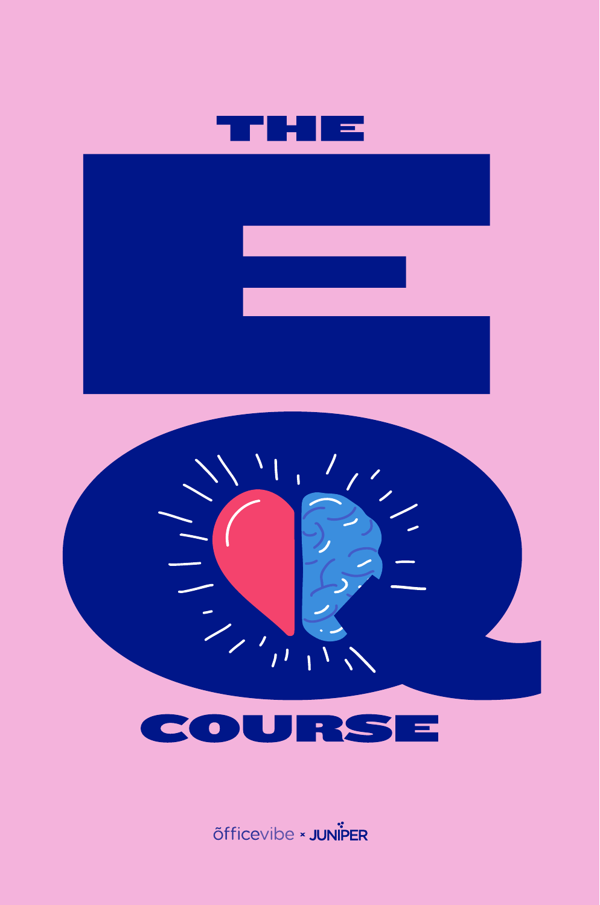# THE EQ COURSE

õfficevibe × JUNIPER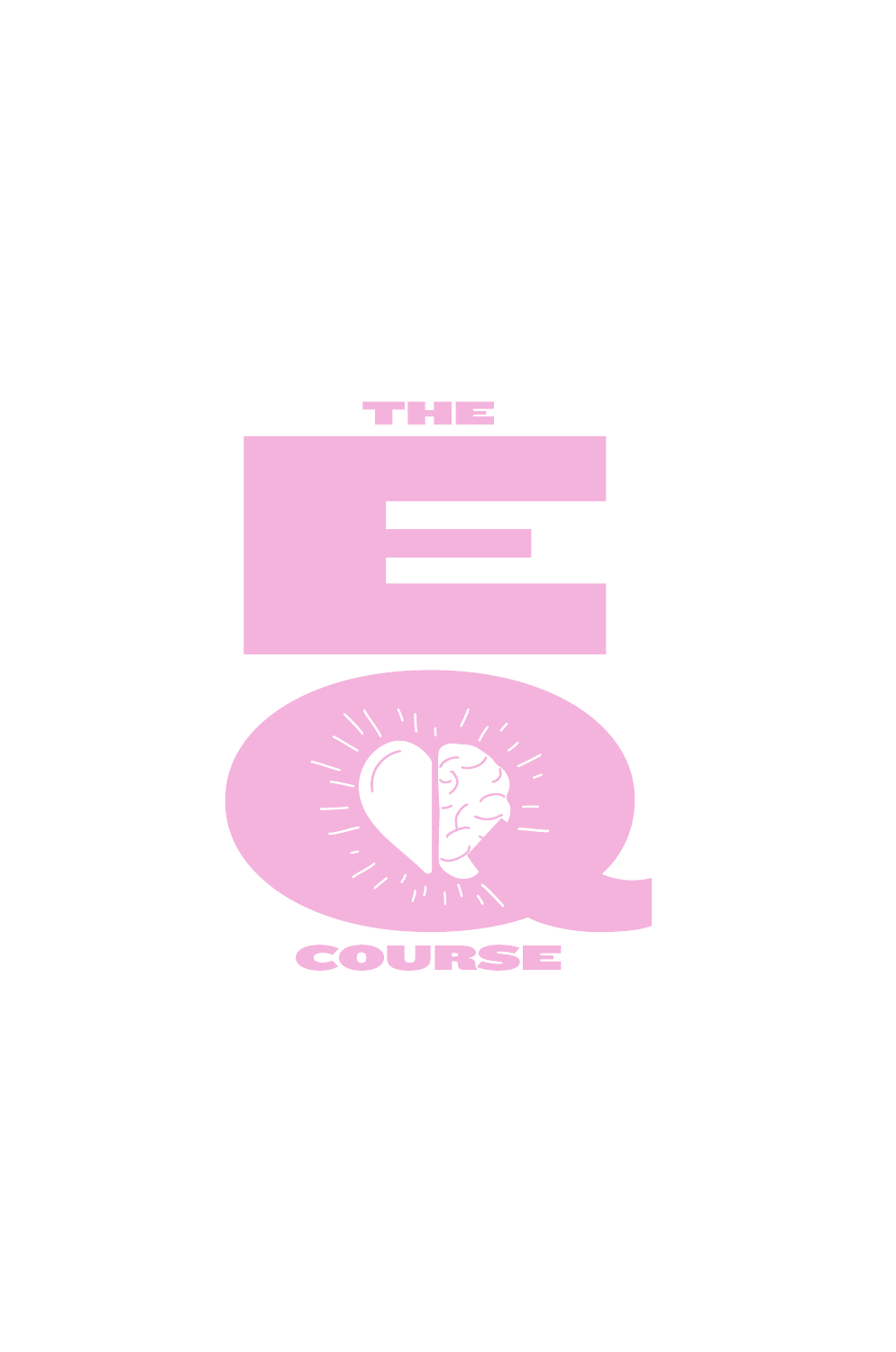# THE EQ COURSE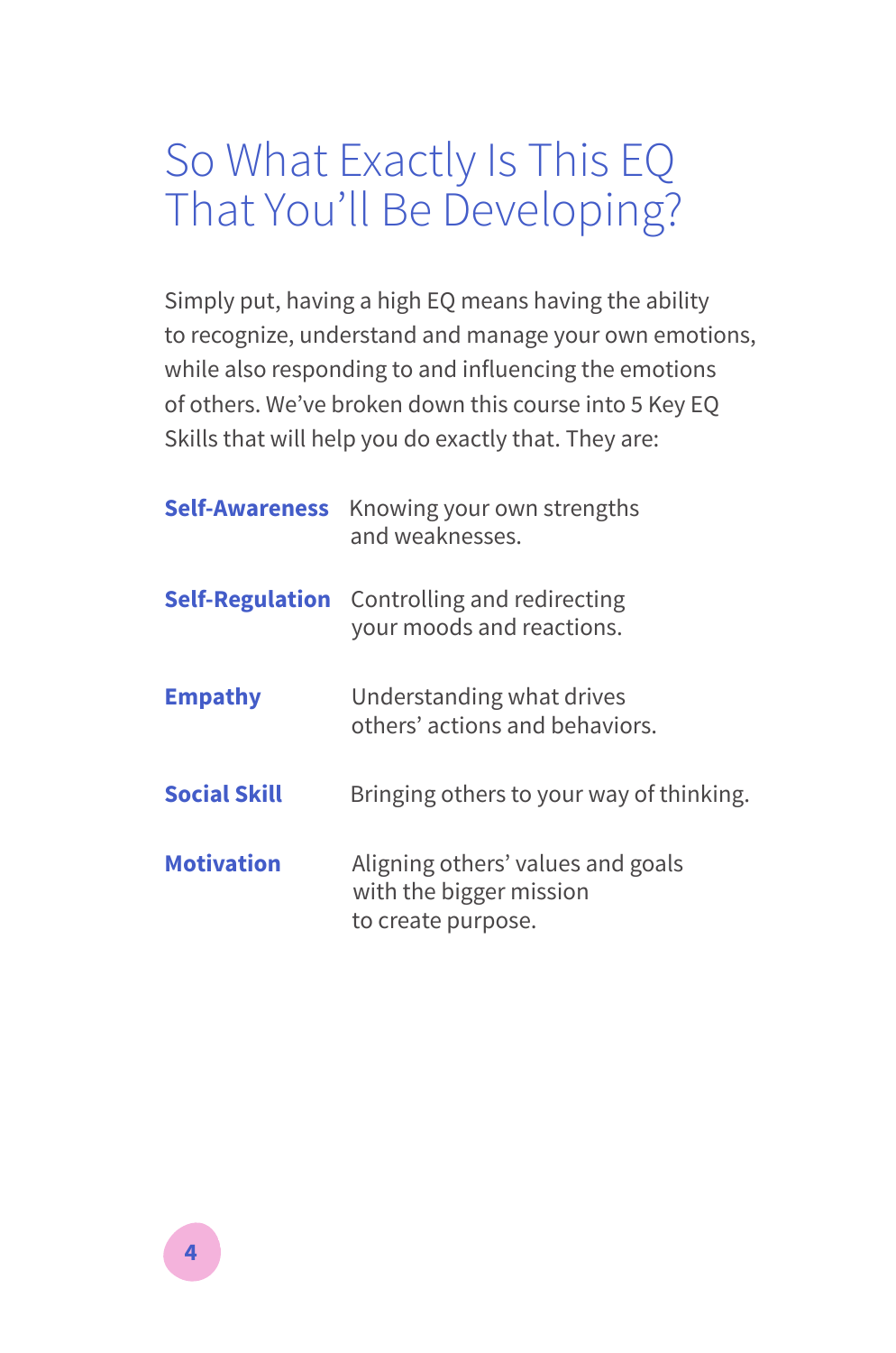# So What Exactly Is This EQ That You'll Be Developing?

Simply put, having a high EQ means having the ability to recognize, understand and manage your own emotions, while also responding to and influencing the emotions of others. We've broken down this course into 5 Key EQ Skills that will help you do exactly that. They are:

| | |
|---|---|
| **Self-Awareness** | Knowing your own strengths and weaknesses. |
| **Self-Regulation** | Controlling and redirecting your moods and reactions. |
| **Empathy** | Understanding what drives others' actions and behaviors. |
| **Social Skill** | Bringing others to your way of thinking. |
| **Motivation** | Aligning others' values and goals with the bigger mission to create purpose. |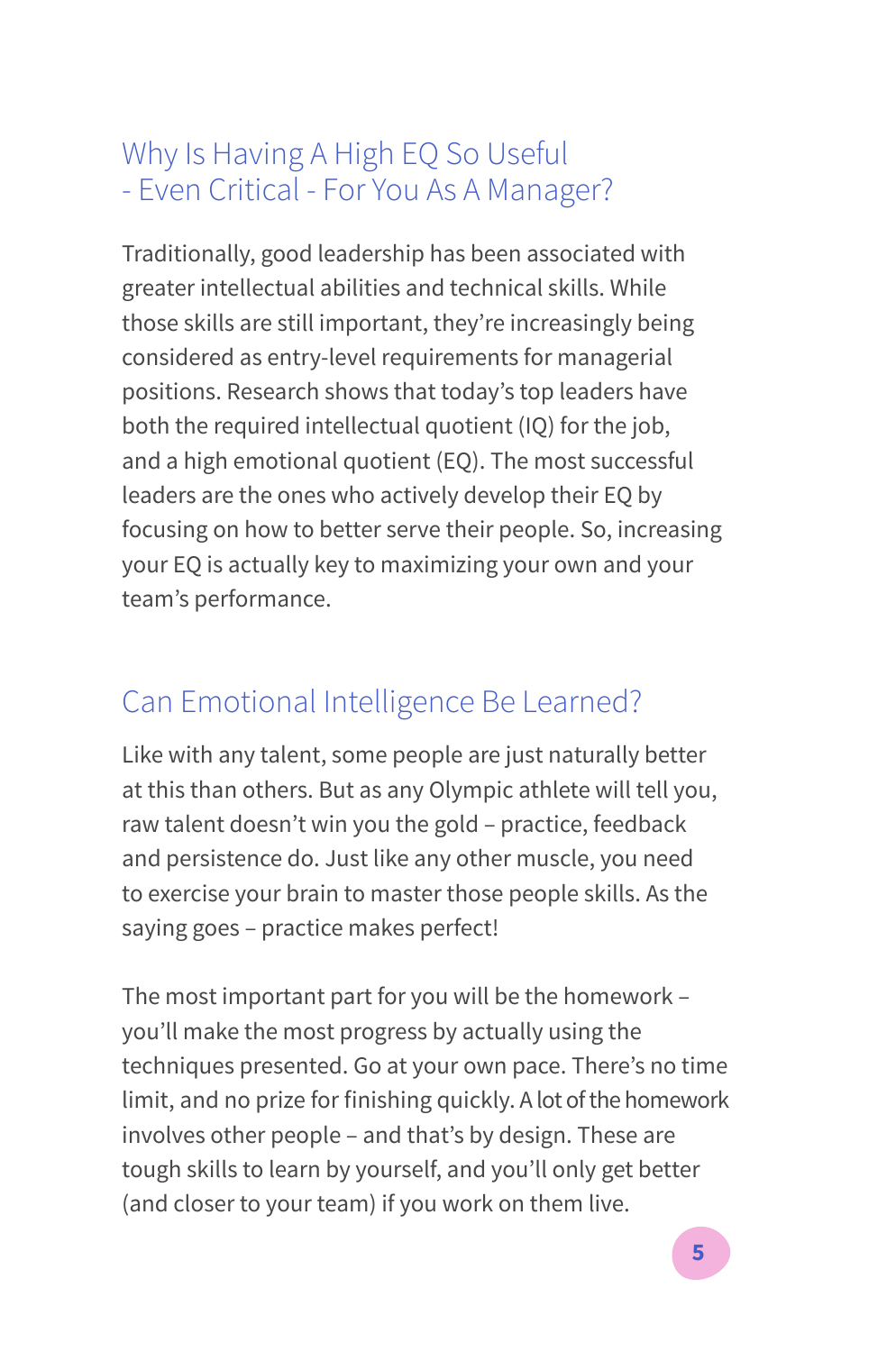## Why Is Having A High EQ So Useful - Even Critical - For You As A Manager?

Traditionally, good leadership has been associated with greater intellectual abilities and technical skills. While those skills are still important, they're increasingly being considered as entry-level requirements for managerial positions. Research shows that today's top leaders have both the required intellectual quotient (IQ) for the job, and a high emotional quotient (EQ). The most successful leaders are the ones who actively develop their EQ by focusing on how to better serve their people. So, increasing your EQ is actually key to maximizing your own and your team's performance.

## Can Emotional Intelligence Be Learned?

Like with any talent, some people are just naturally better at this than others. But as any Olympic athlete will tell you, raw talent doesn't win you the gold – practice, feedback and persistence do. Just like any other muscle, you need to exercise your brain to master those people skills. As the saying goes – practice makes perfect!

The most important part for you will be the homework – you'll make the most progress by actually using the techniques presented. Go at your own pace. There's no time limit, and no prize for finishing quickly. A lot of the homework involves other people – and that's by design. These are tough skills to learn by yourself, and you'll only get better (and closer to your team) if you work on them live.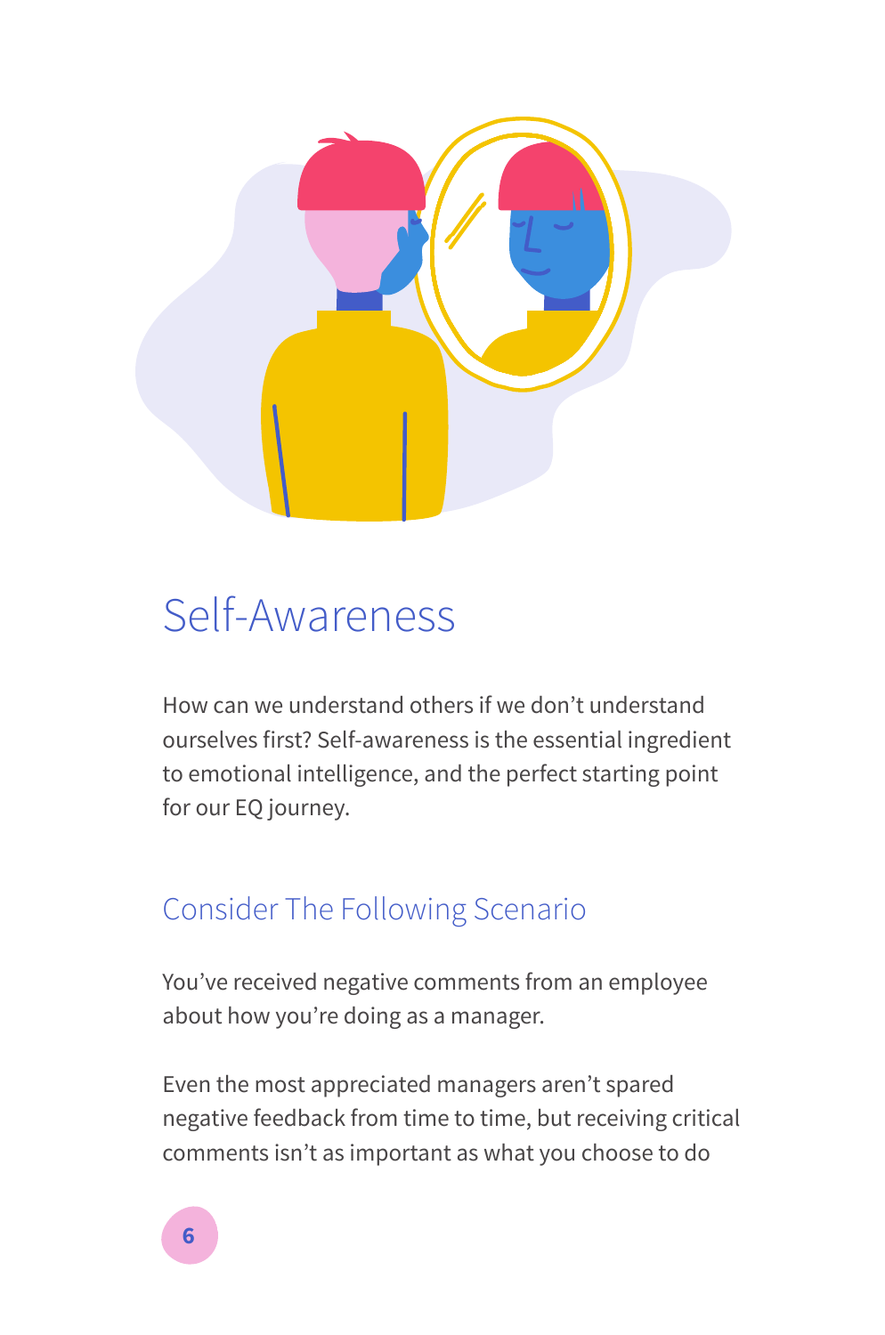# Self-Awareness

How can we understand others if we don't understand ourselves first? Self-awareness is the essential ingredient to emotional intelligence, and the perfect starting point for our EQ journey.

## Consider The Following Scenario

You've received negative comments from an employee about how you're doing as a manager.

Even the most appreciated managers aren't spared negative feedback from time to time, but receiving critical comments isn't as important as what you choose to do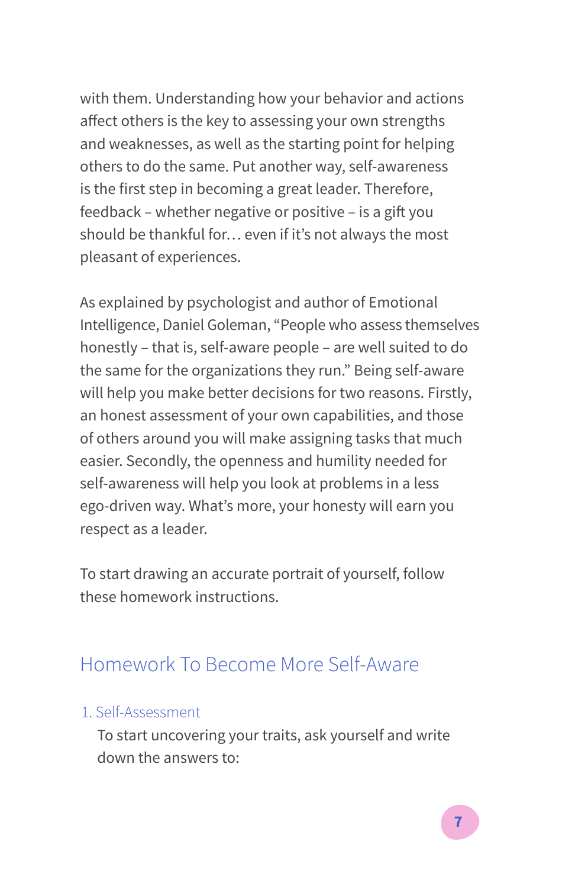with them. Understanding how your behavior and actions affect others is the key to assessing your own strengths and weaknesses, as well as the starting point for helping others to do the same. Put another way, self-awareness is the first step in becoming a great leader. Therefore, feedback – whether negative or positive – is a gift you should be thankful for… even if it's not always the most pleasant of experiences.

As explained by psychologist and author of Emotional Intelligence, Daniel Goleman, "People who assess themselves honestly – that is, self-aware people – are well suited to do the same for the organizations they run." Being self-aware will help you make better decisions for two reasons. Firstly, an honest assessment of your own capabilities, and those of others around you will make assigning tasks that much easier. Secondly, the openness and humility needed for self-awareness will help you look at problems in a less ego-driven way. What's more, your honesty will earn you respect as a leader.

To start drawing an accurate portrait of yourself, follow these homework instructions.

## Homework To Become More Self-Aware

1. Self-Assessment

   To start uncovering your traits, ask yourself and write down the answers to: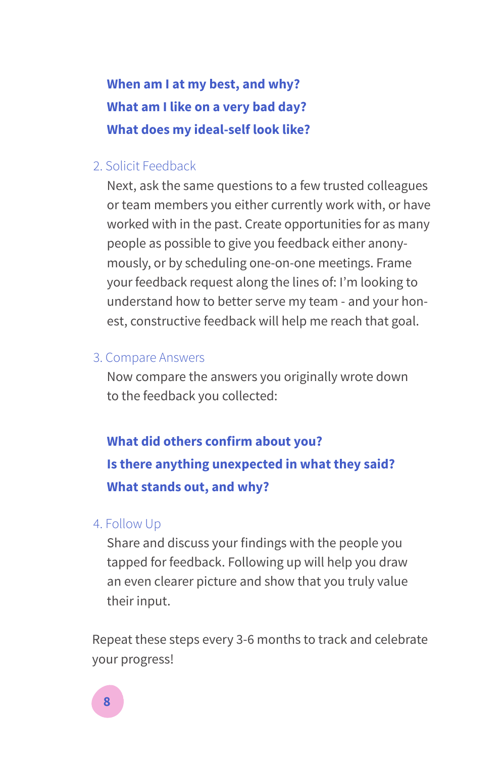**When am I at my best, and why?**
**What am I like on a very bad day?**
**What does my ideal-self look like?**

2. Solicit Feedback

   Next, ask the same questions to a few trusted colleagues or team members you either currently work with, or have worked with in the past. Create opportunities for as many people as possible to give you feedback either anonymously, or by scheduling one-on-one meetings. Frame your feedback request along the lines of: I'm looking to understand how to better serve my team - and your honest, constructive feedback will help me reach that goal.

3. Compare Answers

   Now compare the answers you originally wrote down to the feedback you collected:

   **What did others confirm about you?**
   **Is there anything unexpected in what they said?**
   **What stands out, and why?**

4. Follow Up

   Share and discuss your findings with the people you tapped for feedback. Following up will help you draw an even clearer picture and show that you truly value their input.

Repeat these steps every 3-6 months to track and celebrate your progress!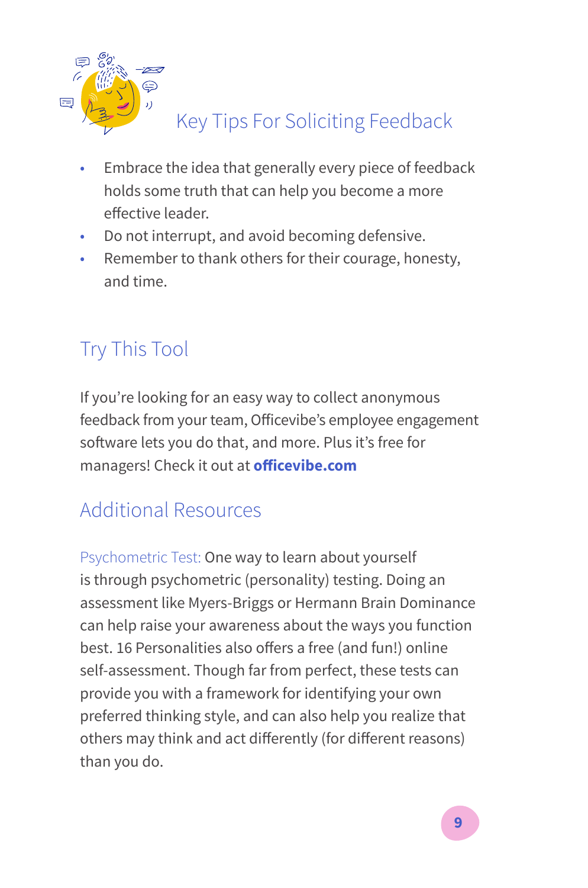## Key Tips For Soliciting Feedback

- Embrace the idea that generally every piece of feedback holds some truth that can help you become a more effective leader.
- Do not interrupt, and avoid becoming defensive.
- Remember to thank others for their courage, honesty, and time.

## Try This Tool

If you're looking for an easy way to collect anonymous feedback from your team, Officevibe's employee engagement software lets you do that, and more. Plus it's free for managers! Check it out at **officevibe.com**

## Additional Resources

Psychometric Test: One way to learn about yourself is through psychometric (personality) testing. Doing an assessment like Myers-Briggs or Hermann Brain Dominance can help raise your awareness about the ways you function best. 16 Personalities also offers a free (and fun!) online self-assessment. Though far from perfect, these tests can provide you with a framework for identifying your own preferred thinking style, and can also help you realize that others may think and act differently (for different reasons) than you do.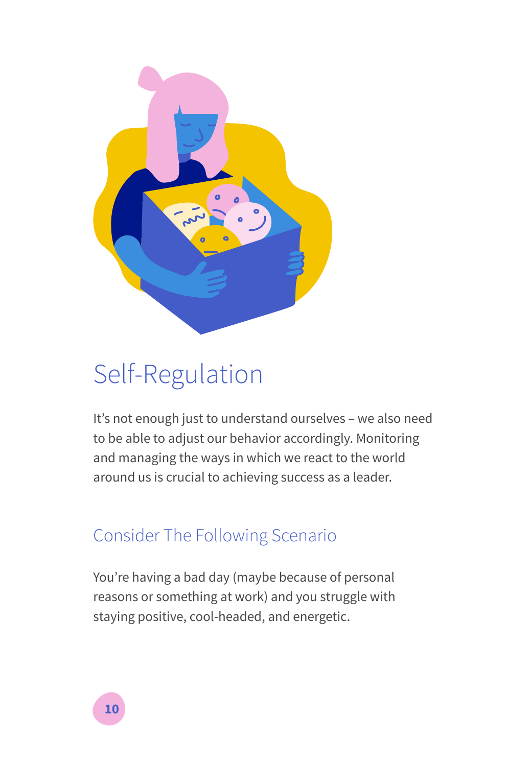# Self-Regulation

It's not enough just to understand ourselves – we also need to be able to adjust our behavior accordingly. Monitoring and managing the ways in which we react to the world around us is crucial to achieving success as a leader.

## Consider The Following Scenario

You're having a bad day (maybe because of personal reasons or something at work) and you struggle with staying positive, cool-headed, and energetic.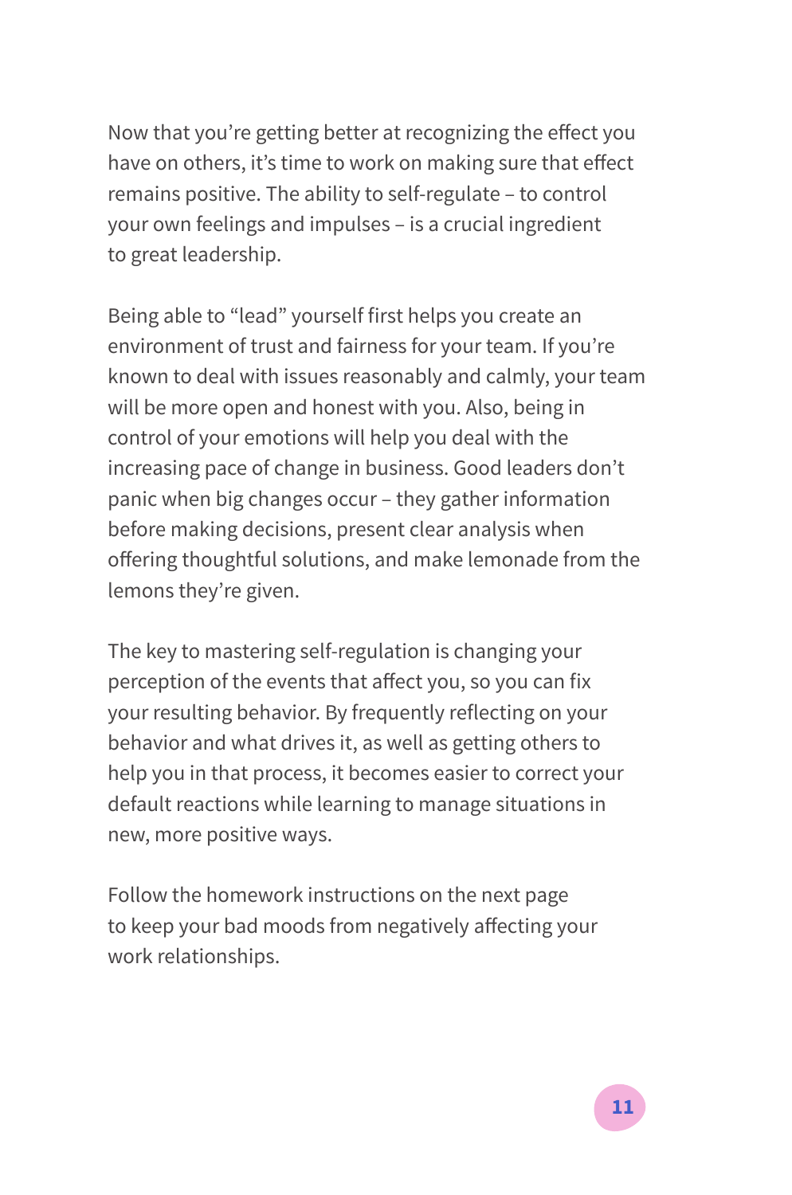Now that you're getting better at recognizing the effect you have on others, it's time to work on making sure that effect remains positive. The ability to self-regulate – to control your own feelings and impulses – is a crucial ingredient to great leadership.

Being able to "lead" yourself first helps you create an environment of trust and fairness for your team. If you're known to deal with issues reasonably and calmly, your team will be more open and honest with you. Also, being in control of your emotions will help you deal with the increasing pace of change in business. Good leaders don't panic when big changes occur – they gather information before making decisions, present clear analysis when offering thoughtful solutions, and make lemonade from the lemons they're given.

The key to mastering self-regulation is changing your perception of the events that affect you, so you can fix your resulting behavior. By frequently reflecting on your behavior and what drives it, as well as getting others to help you in that process, it becomes easier to correct your default reactions while learning to manage situations in new, more positive ways.

Follow the homework instructions on the next page to keep your bad moods from negatively affecting your work relationships.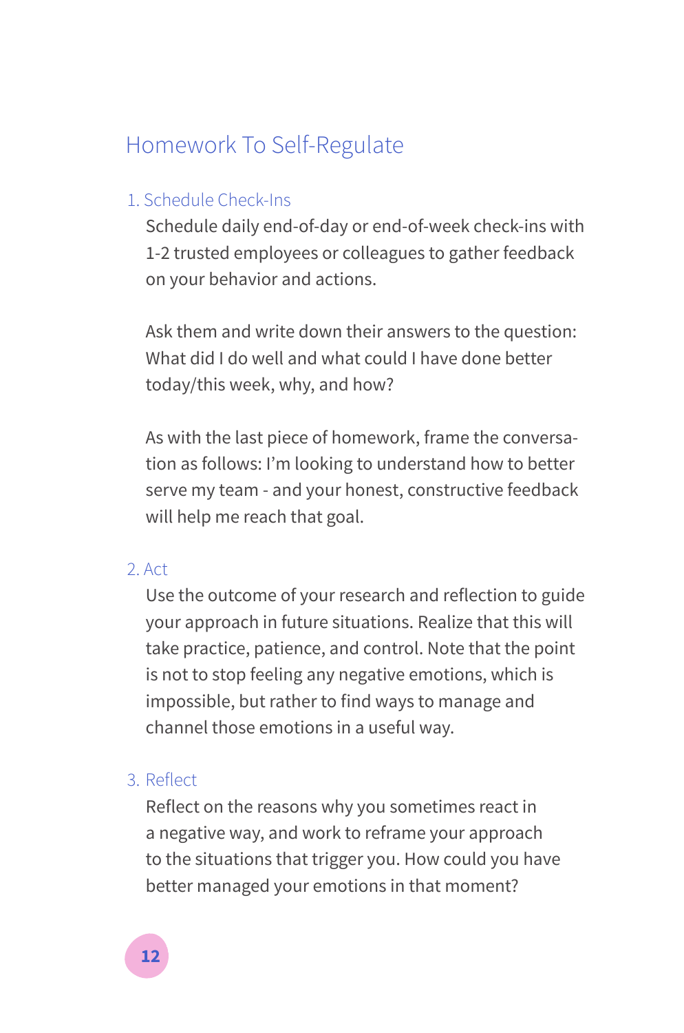## Homework To Self-Regulate

### 1. Schedule Check-Ins

Schedule daily end-of-day or end-of-week check-ins with 1-2 trusted employees or colleagues to gather feedback on your behavior and actions.

Ask them and write down their answers to the question: What did I do well and what could I have done better today/this week, why, and how?

As with the last piece of homework, frame the conversation as follows: I'm looking to understand how to better serve my team - and your honest, constructive feedback will help me reach that goal.

### 2. Act

Use the outcome of your research and reflection to guide your approach in future situations. Realize that this will take practice, patience, and control. Note that the point is not to stop feeling any negative emotions, which is impossible, but rather to find ways to manage and channel those emotions in a useful way.

### 3. Reflect

Reflect on the reasons why you sometimes react in a negative way, and work to reframe your approach to the situations that trigger you. How could you have better managed your emotions in that moment?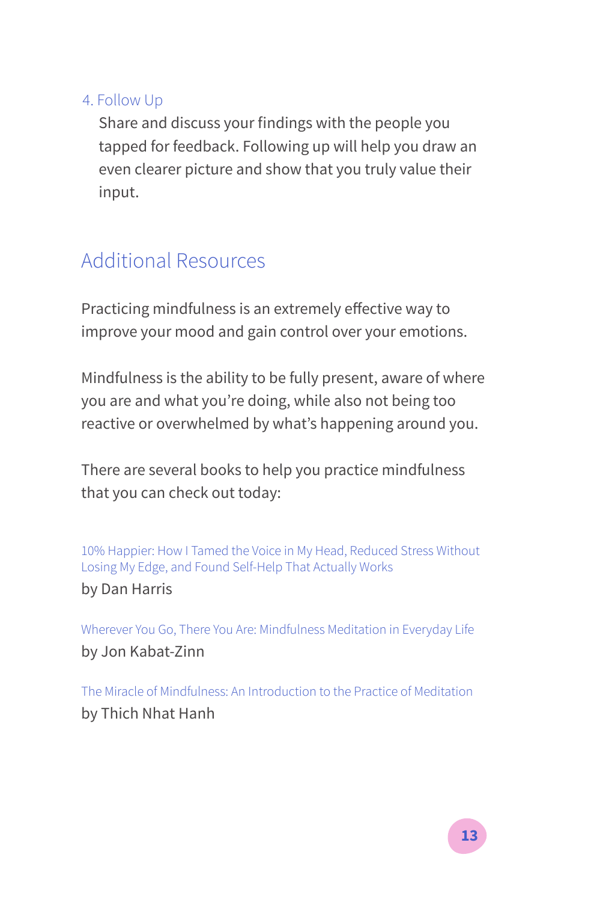### 4. Follow Up

Share and discuss your findings with the people you tapped for feedback. Following up will help you draw an even clearer picture and show that you truly value their input.

## Additional Resources

Practicing mindfulness is an extremely effective way to improve your mood and gain control over your emotions.

Mindfulness is the ability to be fully present, aware of where you are and what you're doing, while also not being too reactive or overwhelmed by what's happening around you.

There are several books to help you practice mindfulness that you can check out today:

10% Happier: How I Tamed the Voice in My Head, Reduced Stress Without Losing My Edge, and Found Self-Help That Actually Works
by Dan Harris

Wherever You Go, There You Are: Mindfulness Meditation in Everyday Life
by Jon Kabat-Zinn

The Miracle of Mindfulness: An Introduction to the Practice of Meditation
by Thich Nhat Hanh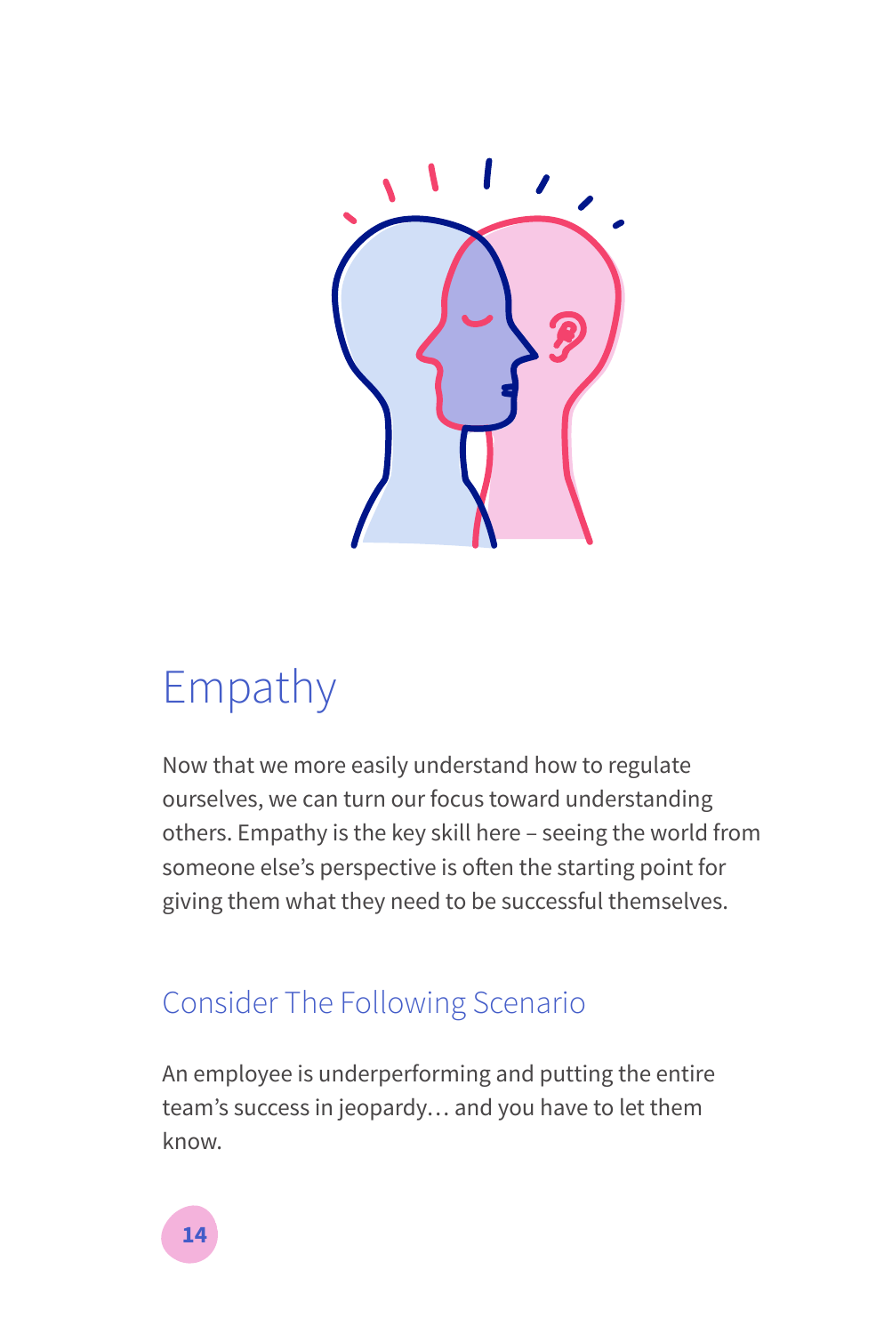# Empathy

Now that we more easily understand how to regulate ourselves, we can turn our focus toward understanding others. Empathy is the key skill here – seeing the world from someone else's perspective is often the starting point for giving them what they need to be successful themselves.

## Consider The Following Scenario

An employee is underperforming and putting the entire team's success in jeopardy… and you have to let them know.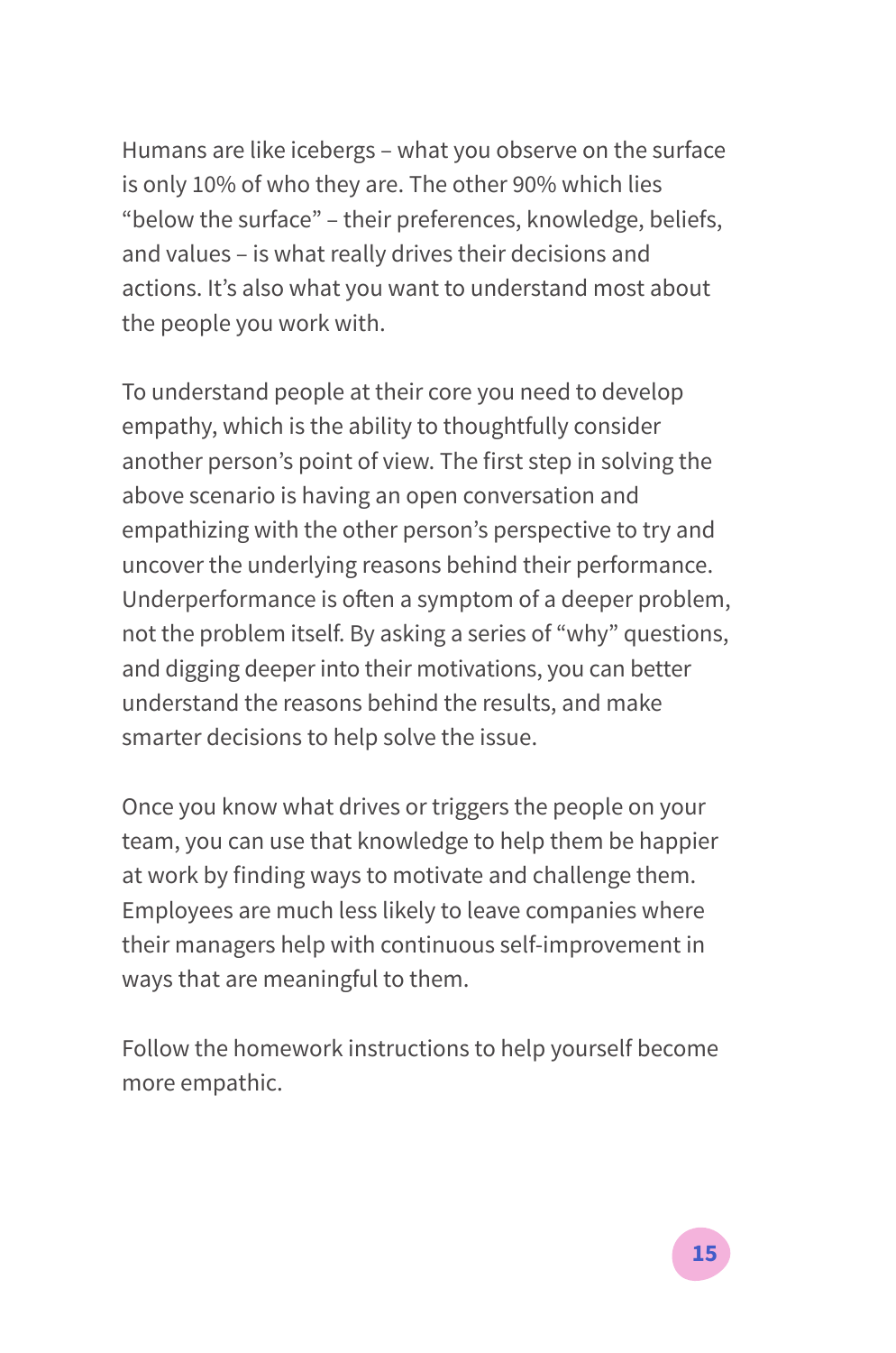Humans are like icebergs – what you observe on the surface is only 10% of who they are. The other 90% which lies "below the surface" – their preferences, knowledge, beliefs, and values – is what really drives their decisions and actions. It's also what you want to understand most about the people you work with.

To understand people at their core you need to develop empathy, which is the ability to thoughtfully consider another person's point of view. The first step in solving the above scenario is having an open conversation and empathizing with the other person's perspective to try and uncover the underlying reasons behind their performance. Underperformance is often a symptom of a deeper problem, not the problem itself. By asking a series of "why" questions, and digging deeper into their motivations, you can better understand the reasons behind the results, and make smarter decisions to help solve the issue.

Once you know what drives or triggers the people on your team, you can use that knowledge to help them be happier at work by finding ways to motivate and challenge them. Employees are much less likely to leave companies where their managers help with continuous self-improvement in ways that are meaningful to them.

Follow the homework instructions to help yourself become more empathic.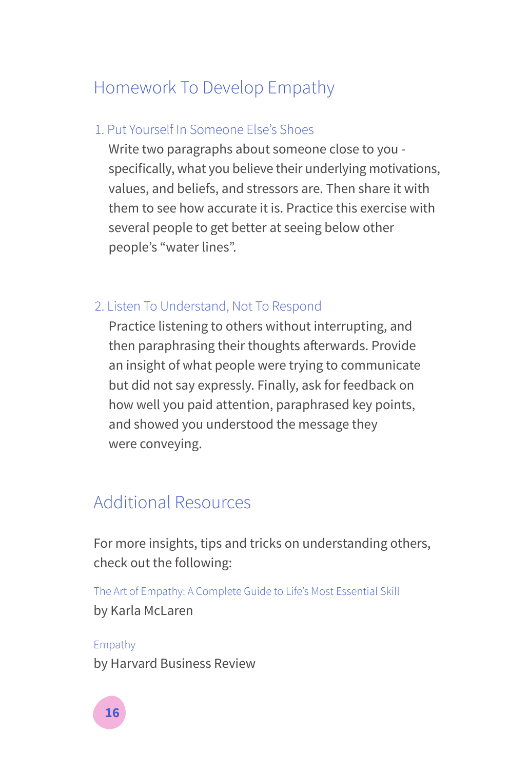## Homework To Develop Empathy

### 1. Put Yourself In Someone Else's Shoes

Write two paragraphs about someone close to you - specifically, what you believe their underlying motivations, values, and beliefs, and stressors are. Then share it with them to see how accurate it is. Practice this exercise with several people to get better at seeing below other people's "water lines".

### 2. Listen To Understand, Not To Respond

Practice listening to others without interrupting, and then paraphrasing their thoughts afterwards. Provide an insight of what people were trying to communicate but did not say expressly. Finally, ask for feedback on how well you paid attention, paraphrased key points, and showed you understood the message they were conveying.

## Additional Resources

For more insights, tips and tricks on understanding others, check out the following:

The Art of Empathy: A Complete Guide to Life's Most Essential Skill
by Karla McLaren

Empathy
by Harvard Business Review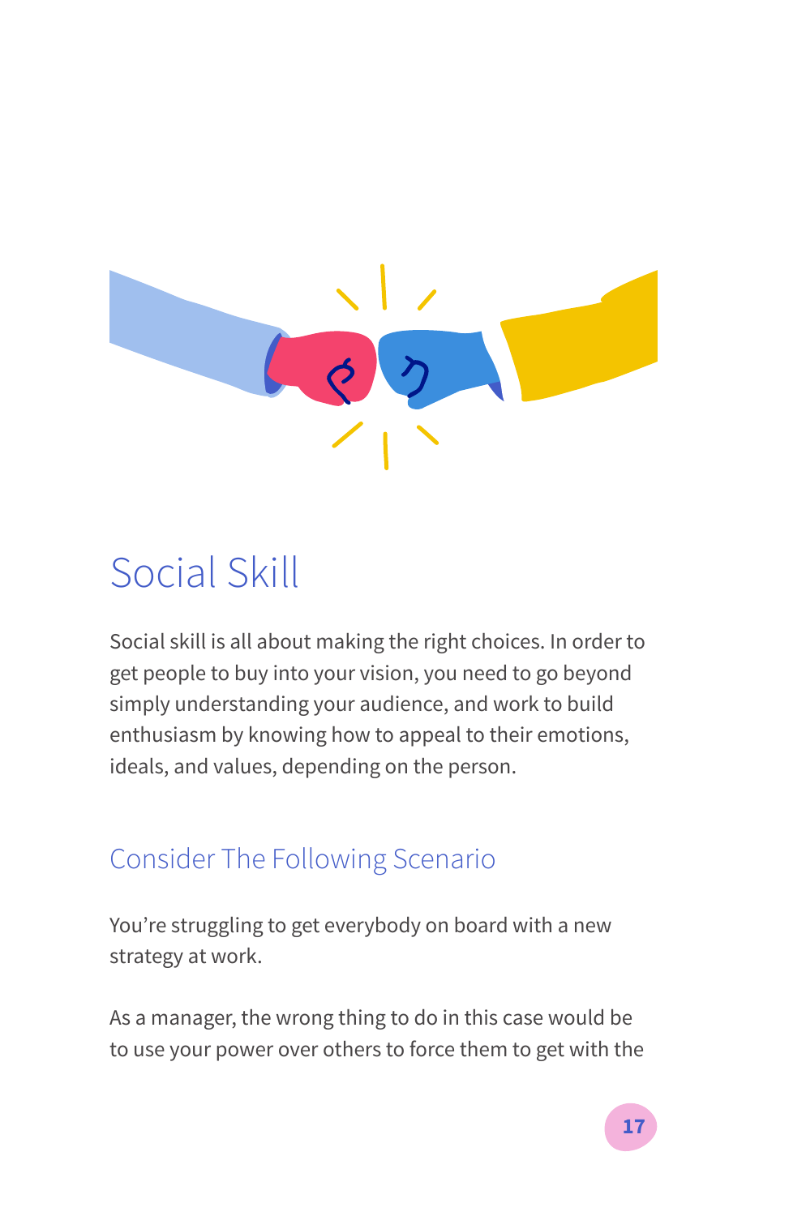# Social Skill

Social skill is all about making the right choices. In order to get people to buy into your vision, you need to go beyond simply understanding your audience, and work to build enthusiasm by knowing how to appeal to their emotions, ideals, and values, depending on the person.

## Consider The Following Scenario

You're struggling to get everybody on board with a new strategy at work.

As a manager, the wrong thing to do in this case would be to use your power over others to force them to get with the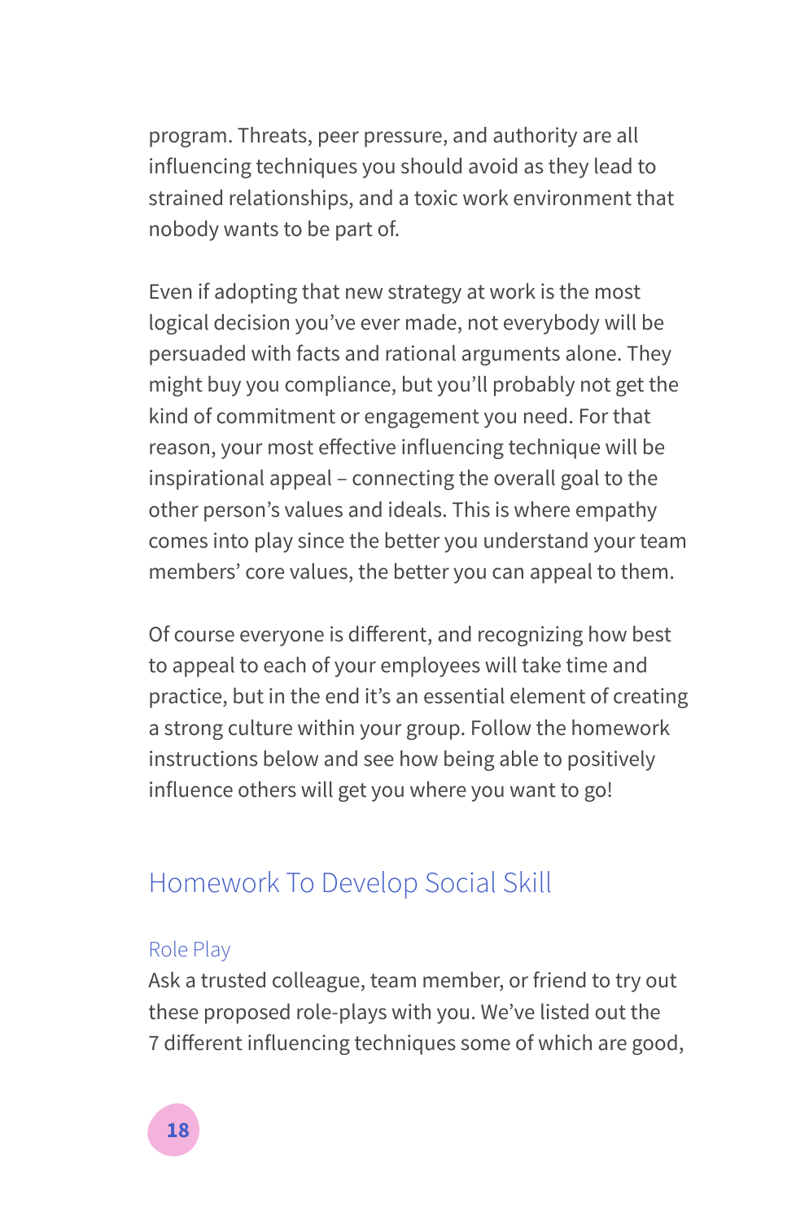program. Threats, peer pressure, and authority are all influencing techniques you should avoid as they lead to strained relationships, and a toxic work environment that nobody wants to be part of.

Even if adopting that new strategy at work is the most logical decision you've ever made, not everybody will be persuaded with facts and rational arguments alone. They might buy you compliance, but you'll probably not get the kind of commitment or engagement you need. For that reason, your most effective influencing technique will be inspirational appeal – connecting the overall goal to the other person's values and ideals. This is where empathy comes into play since the better you understand your team members' core values, the better you can appeal to them.

Of course everyone is different, and recognizing how best to appeal to each of your employees will take time and practice, but in the end it's an essential element of creating a strong culture within your group. Follow the homework instructions below and see how being able to positively influence others will get you where you want to go!

## Homework To Develop Social Skill

### Role Play

Ask a trusted colleague, team member, or friend to try out these proposed role-plays with you. We've listed out the 7 different influencing techniques some of which are good,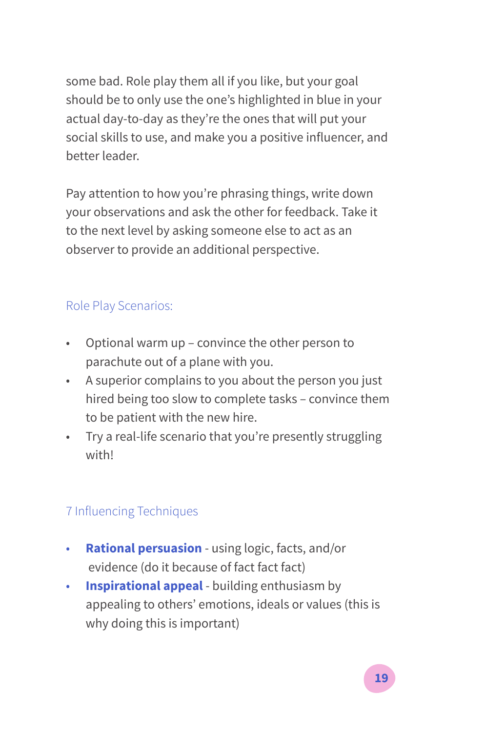some bad. Role play them all if you like, but your goal should be to only use the one's highlighted in blue in your actual day-to-day as they're the ones that will put your social skills to use, and make you a positive influencer, and better leader.

Pay attention to how you're phrasing things, write down your observations and ask the other for feedback. Take it to the next level by asking someone else to act as an observer to provide an additional perspective.

## Role Play Scenarios:

- Optional warm up – convince the other person to parachute out of a plane with you.
- A superior complains to you about the person you just hired being too slow to complete tasks – convince them to be patient with the new hire.
- Try a real-life scenario that you're presently struggling with!

## 7 Influencing Techniques

- **Rational persuasion** - using logic, facts, and/or evidence (do it because of fact fact fact)
- **Inspirational appeal** - building enthusiasm by appealing to others' emotions, ideals or values (this is why doing this is important)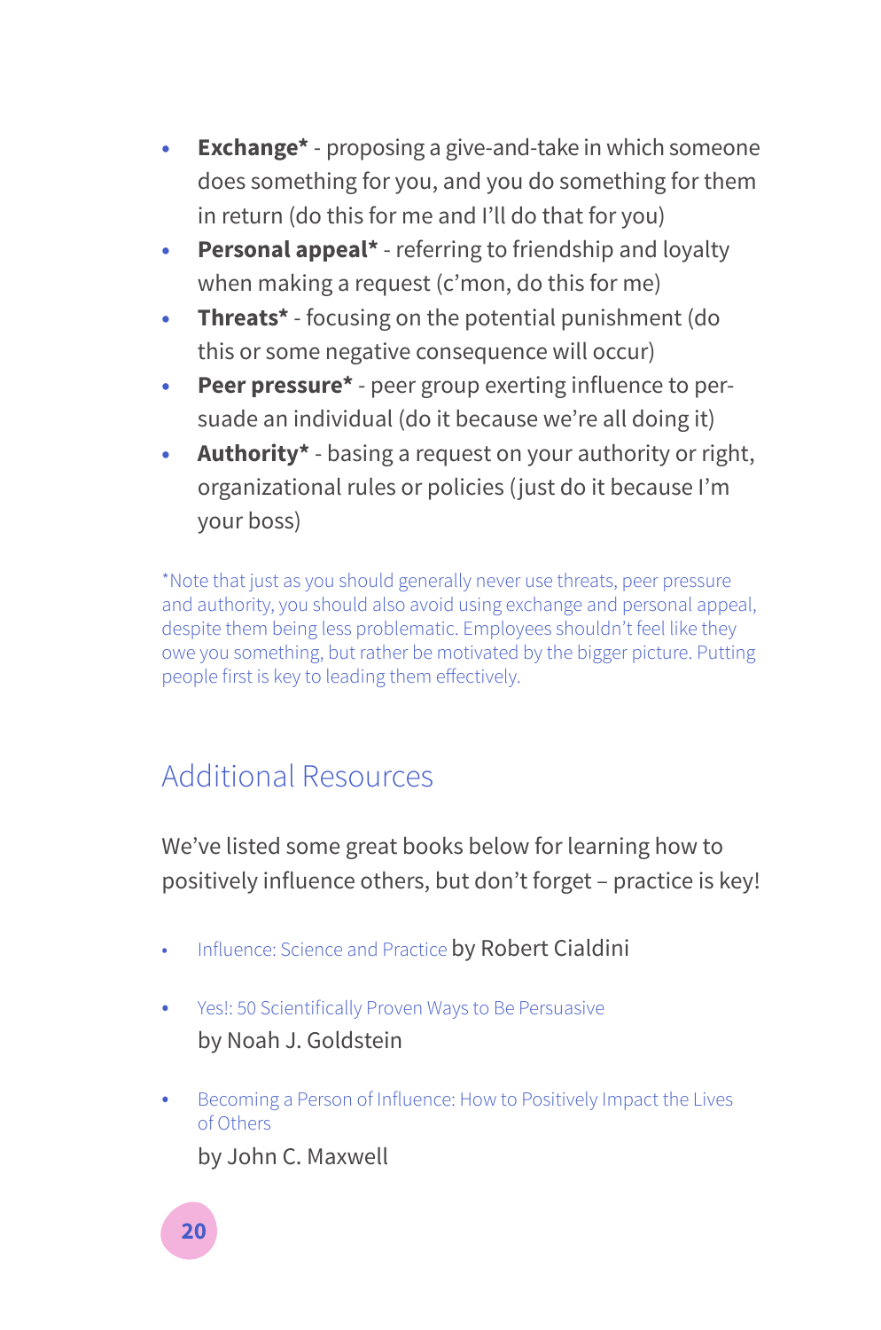- **Exchange*** - proposing a give-and-take in which someone does something for you, and you do something for them in return (do this for me and I'll do that for you)
- **Personal appeal*** - referring to friendship and loyalty when making a request (c'mon, do this for me)
- **Threats*** - focusing on the potential punishment (do this or some negative consequence will occur)
- **Peer pressure*** - peer group exerting influence to persuade an individual (do it because we're all doing it)
- **Authority*** - basing a request on your authority or right, organizational rules or policies (just do it because I'm your boss)

*Note that just as you should generally never use threats, peer pressure and authority, you should also avoid using exchange and personal appeal, despite them being less problematic. Employees shouldn't feel like they owe you something, but rather be motivated by the bigger picture. Putting people first is key to leading them effectively.

## Additional Resources

We've listed some great books below for learning how to positively influence others, but don't forget – practice is key!

- Influence: Science and Practice by Robert Cialdini
- Yes!: 50 Scientifically Proven Ways to Be Persuasive by Noah J. Goldstein
- Becoming a Person of Influence: How to Positively Impact the Lives of Others by John C. Maxwell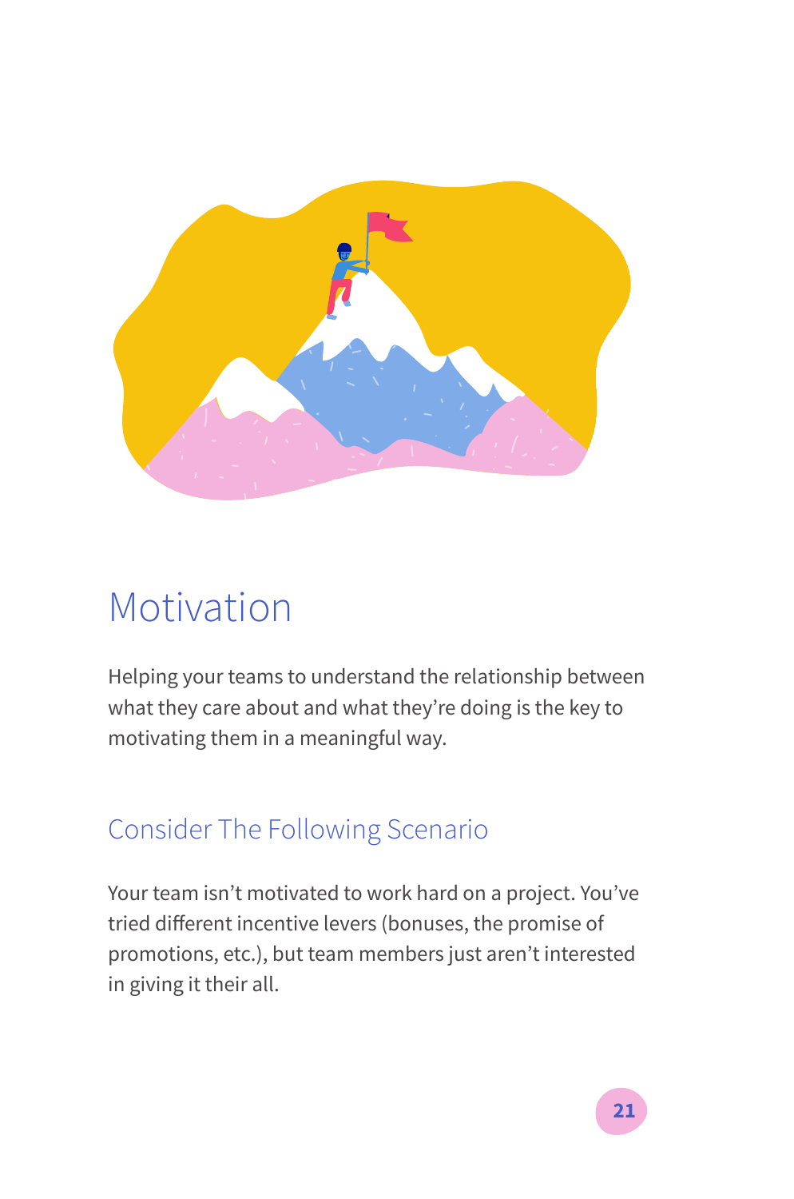# Motivation

Helping your teams to understand the relationship between what they care about and what they're doing is the key to motivating them in a meaningful way.

## Consider The Following Scenario

Your team isn't motivated to work hard on a project. You've tried different incentive levers (bonuses, the promise of promotions, etc.), but team members just aren't interested in giving it their all.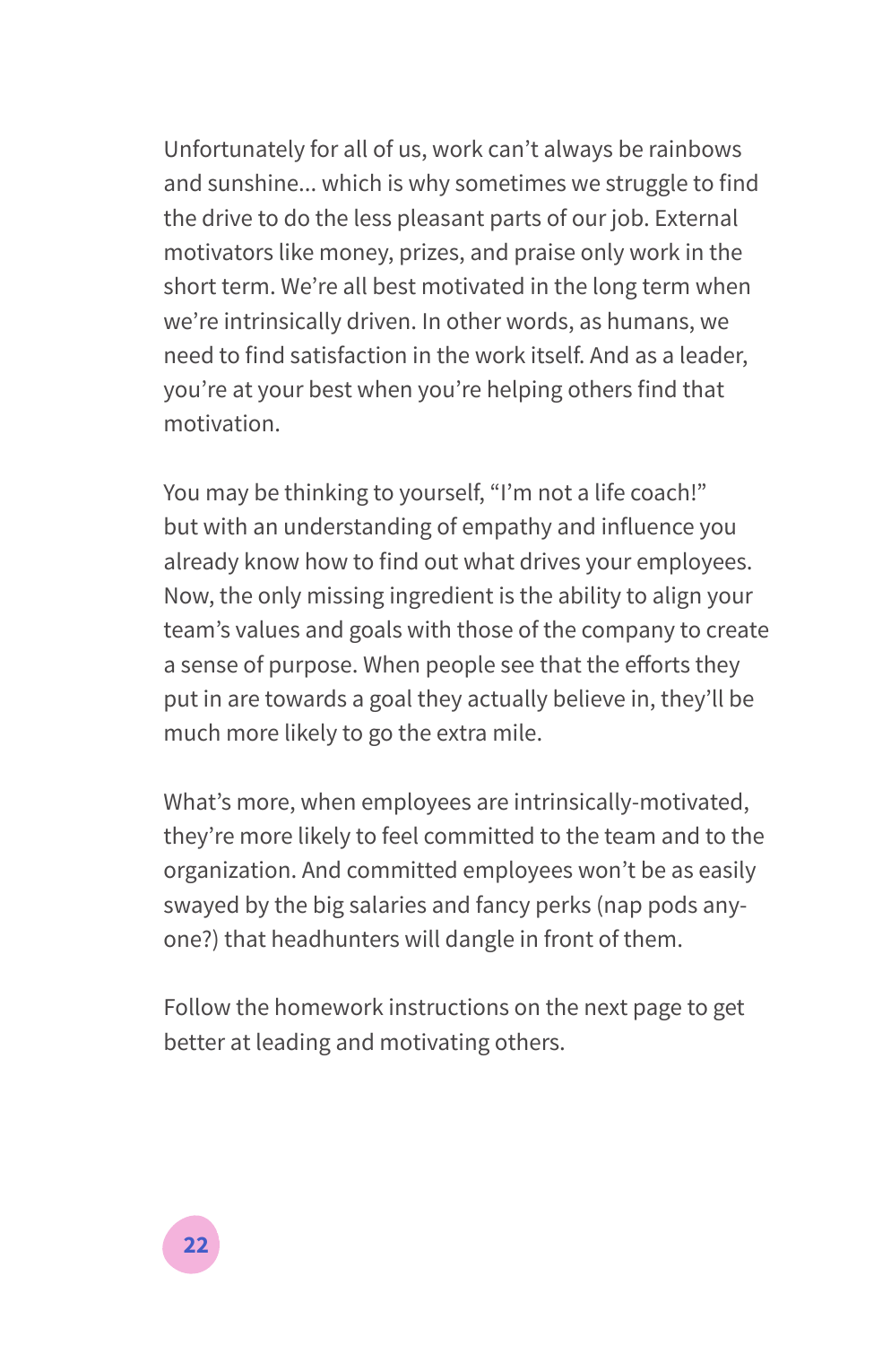Unfortunately for all of us, work can't always be rainbows and sunshine... which is why sometimes we struggle to find the drive to do the less pleasant parts of our job. External motivators like money, prizes, and praise only work in the short term. We're all best motivated in the long term when we're intrinsically driven. In other words, as humans, we need to find satisfaction in the work itself. And as a leader, you're at your best when you're helping others find that motivation.

You may be thinking to yourself, "I'm not a life coach!" but with an understanding of empathy and influence you already know how to find out what drives your employees. Now, the only missing ingredient is the ability to align your team's values and goals with those of the company to create a sense of purpose. When people see that the efforts they put in are towards a goal they actually believe in, they'll be much more likely to go the extra mile.

What's more, when employees are intrinsically-motivated, they're more likely to feel committed to the team and to the organization. And committed employees won't be as easily swayed by the big salaries and fancy perks (nap pods anyone?) that headhunters will dangle in front of them.

Follow the homework instructions on the next page to get better at leading and motivating others.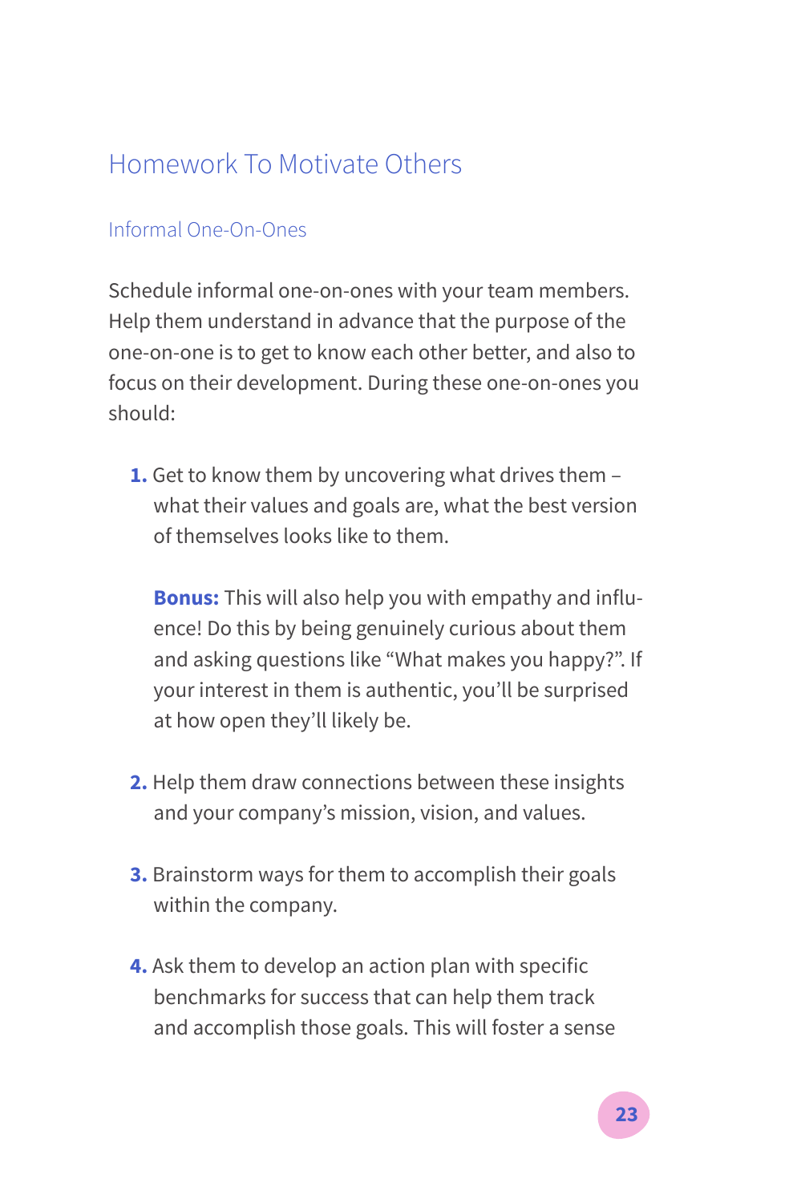## Homework To Motivate Others

### Informal One-On-Ones

Schedule informal one-on-ones with your team members. Help them understand in advance that the purpose of the one-on-one is to get to know each other better, and also to focus on their development. During these one-on-ones you should:

1. Get to know them by uncovering what drives them – what their values and goals are, what the best version of themselves looks like to them.

   **Bonus:** This will also help you with empathy and influence! Do this by being genuinely curious about them and asking questions like "What makes you happy?". If your interest in them is authentic, you'll be surprised at how open they'll likely be.

2. Help them draw connections between these insights and your company's mission, vision, and values.

3. Brainstorm ways for them to accomplish their goals within the company.

4. Ask them to develop an action plan with specific benchmarks for success that can help them track and accomplish those goals. This will foster a sense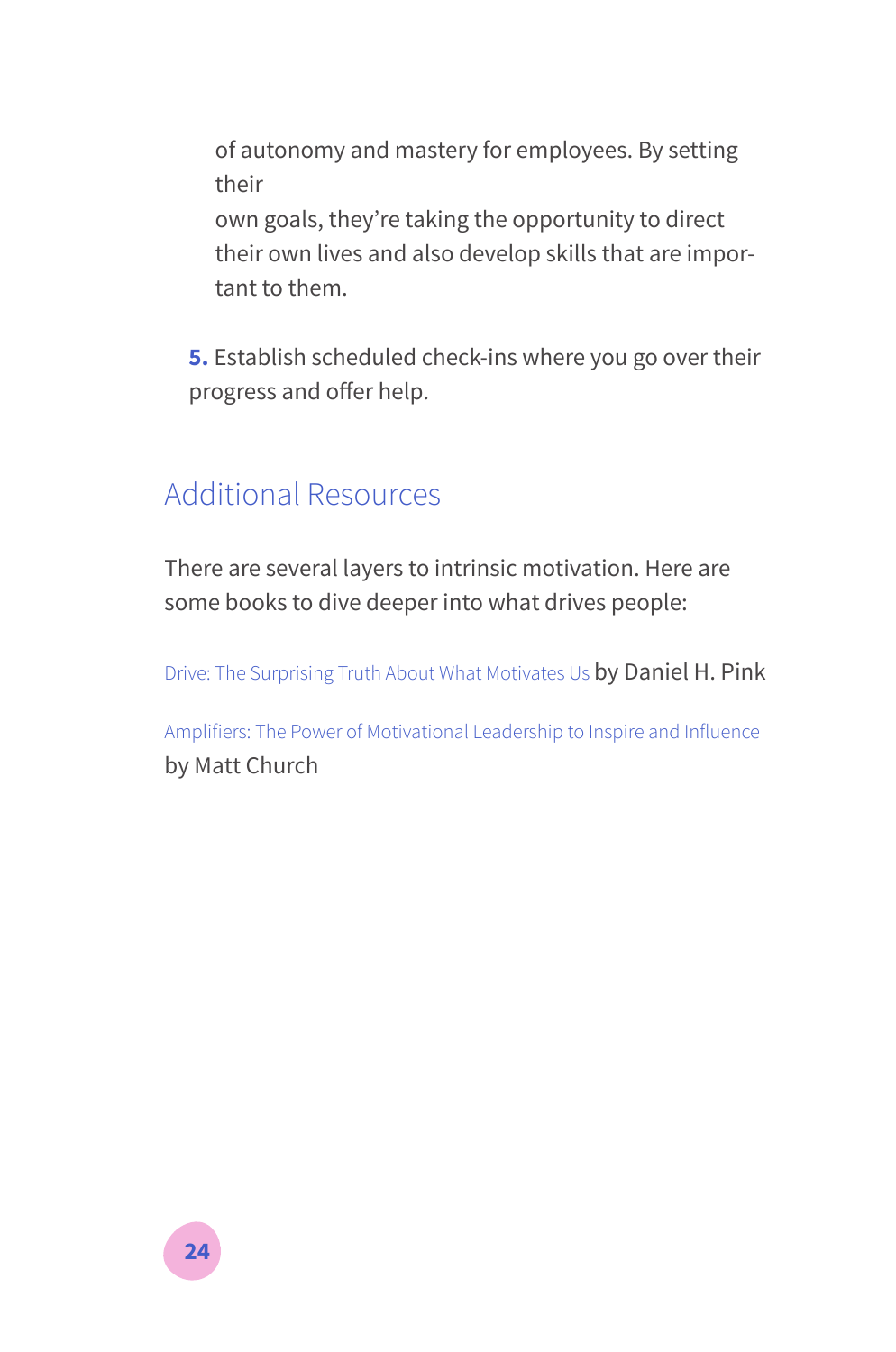of autonomy and mastery for employees. By setting their own goals, they're taking the opportunity to direct their own lives and also develop skills that are important to them.

5. Establish scheduled check-ins where you go over their progress and offer help.

## Additional Resources

There are several layers to intrinsic motivation. Here are some books to dive deeper into what drives people:

Drive: The Surprising Truth About What Motivates Us by Daniel H. Pink

Amplifiers: The Power of Motivational Leadership to Inspire and Influence by Matt Church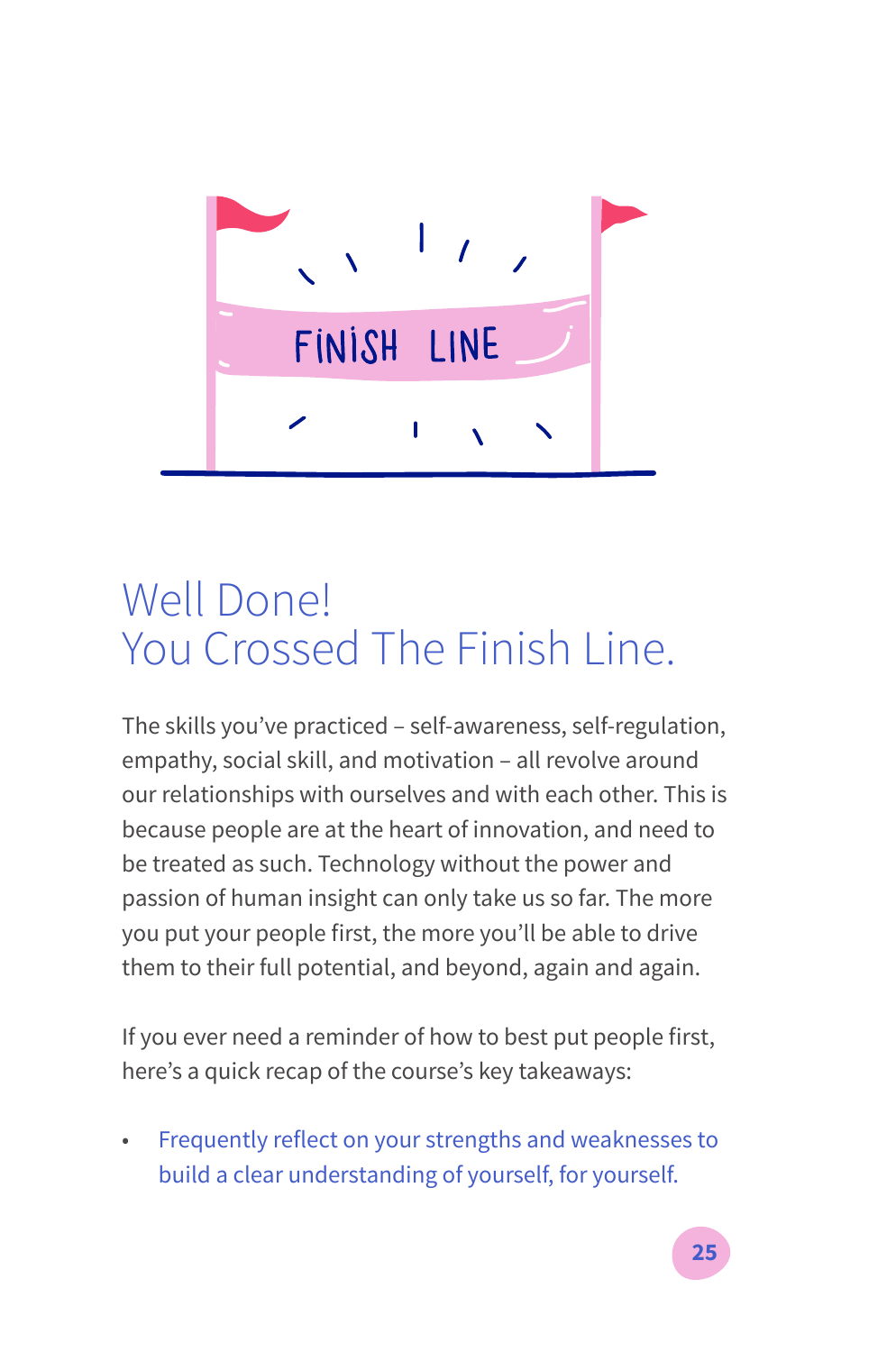# Well Done!
# You Crossed The Finish Line.

The skills you've practiced – self-awareness, self-regulation, empathy, social skill, and motivation – all revolve around our relationships with ourselves and with each other. This is because people are at the heart of innovation, and need to be treated as such. Technology without the power and passion of human insight can only take us so far. The more you put your people first, the more you'll be able to drive them to their full potential, and beyond, again and again.

If you ever need a reminder of how to best put people first, here's a quick recap of the course's key takeaways:

- Frequently reflect on your strengths and weaknesses to build a clear understanding of yourself, for yourself.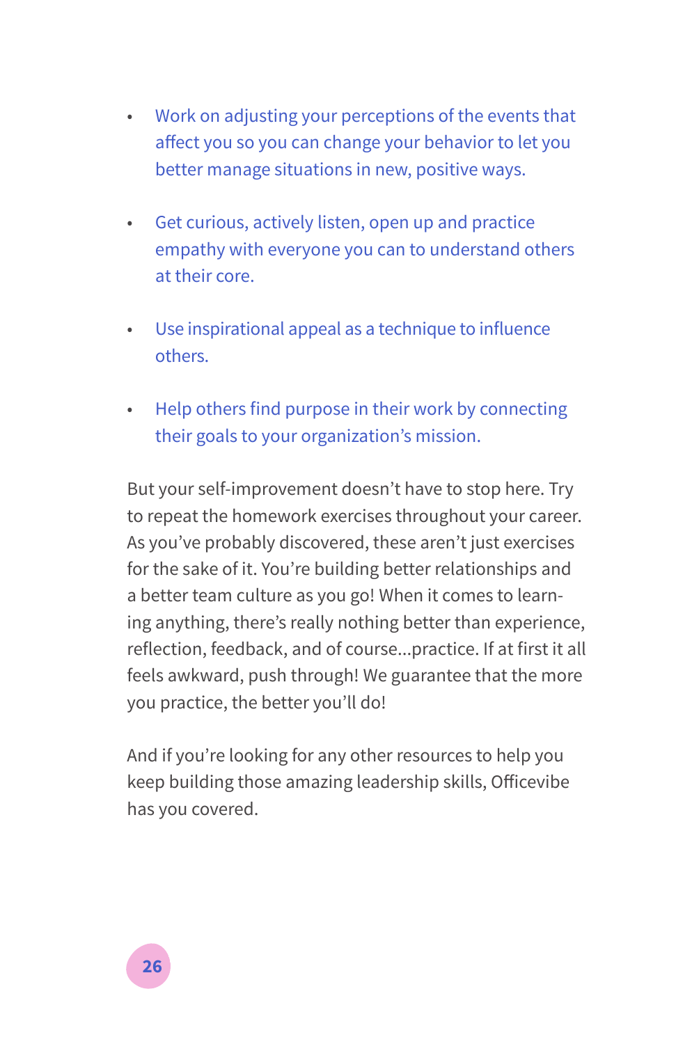- Work on adjusting your perceptions of the events that affect you so you can change your behavior to let you better manage situations in new, positive ways.

- Get curious, actively listen, open up and practice empathy with everyone you can to understand others at their core.

- Use inspirational appeal as a technique to influence others.

- Help others find purpose in their work by connecting their goals to your organization's mission.

But your self-improvement doesn't have to stop here. Try to repeat the homework exercises throughout your career. As you've probably discovered, these aren't just exercises for the sake of it. You're building better relationships and a better team culture as you go! When it comes to learning anything, there's really nothing better than experience, reflection, feedback, and of course...practice. If at first it all feels awkward, push through! We guarantee that the more you practice, the better you'll do!

And if you're looking for any other resources to help you keep building those amazing leadership skills, Officevibe has you covered.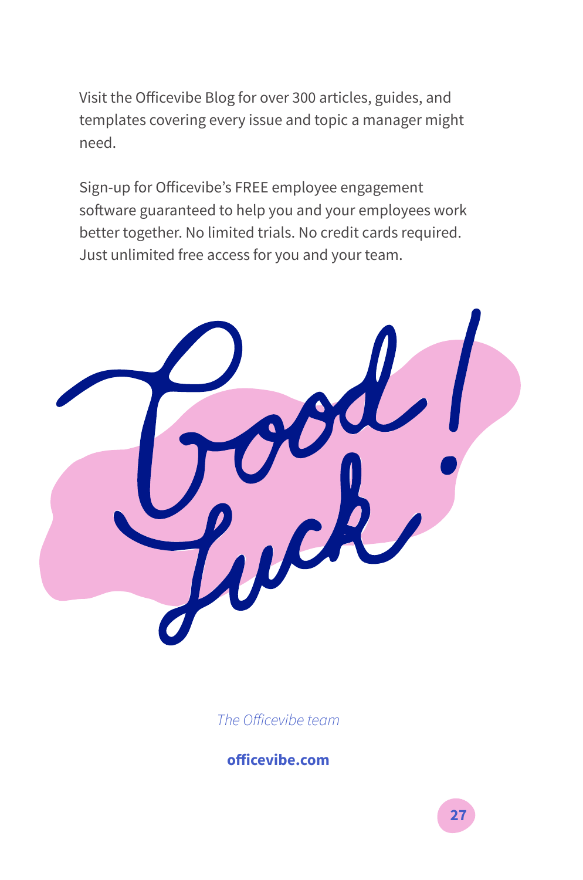Visit the Officevibe Blog for over 300 articles, guides, and templates covering every issue and topic a manager might need.

Sign-up for Officevibe's FREE employee engagement software guaranteed to help you and your employees work better together. No limited trials. No credit cards required. Just unlimited free access for you and your team.

Good Luck!

*The Officevibe team*

**officevibe.com**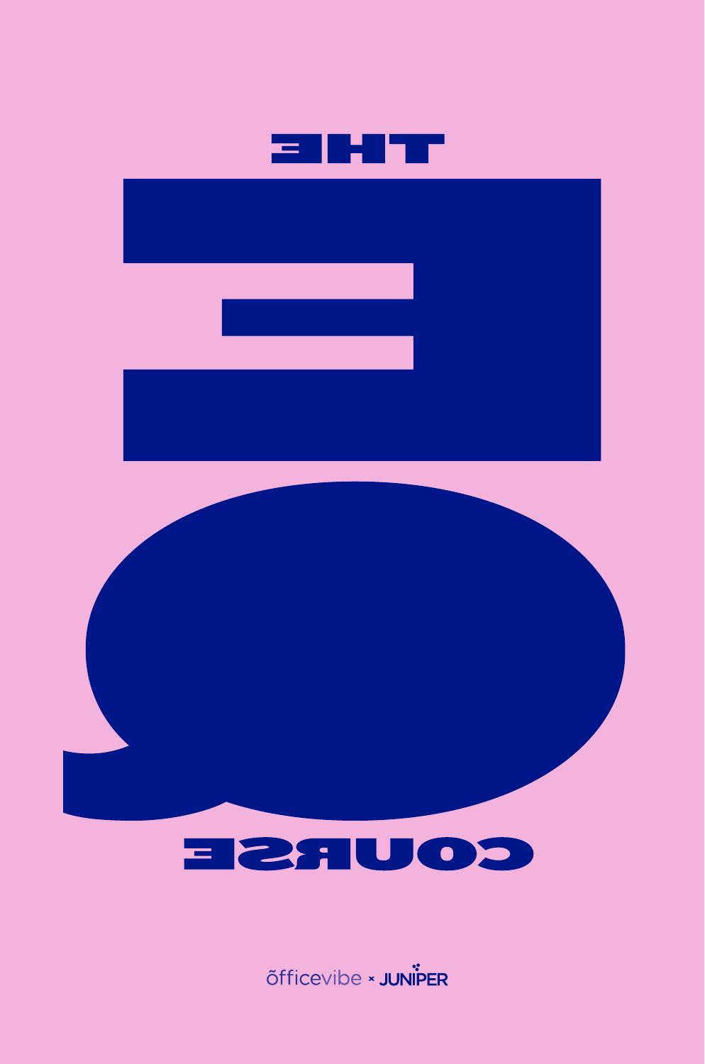THE

E

Q

COURSE

õfficevibe × JUNIPER